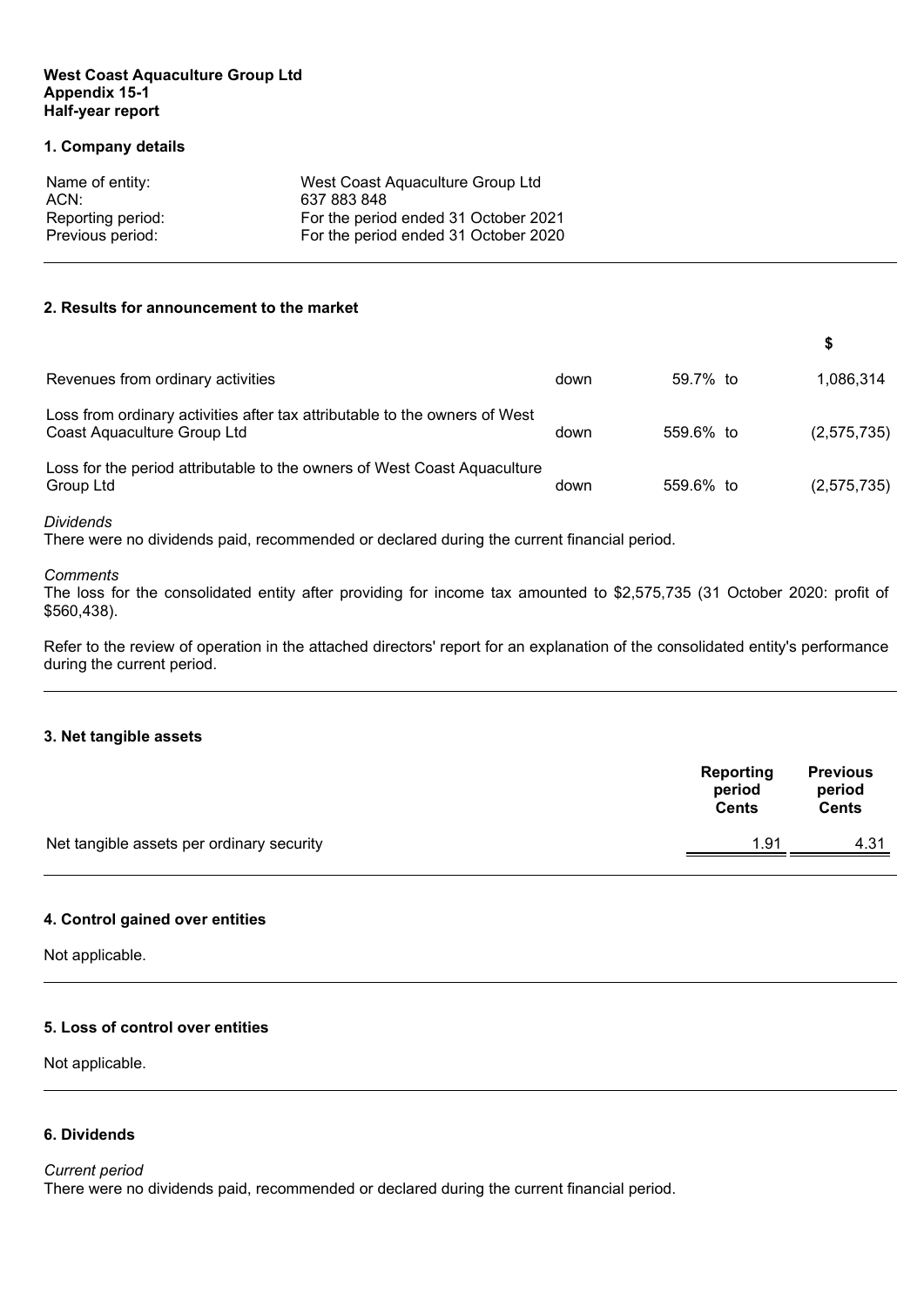**West Coast Aquaculture Group Ltd**
**Appendix 15-1**
**Half-year report**

## 1. Company details

| | |
|---|---|
| Name of entity: | West Coast Aquaculture Group Ltd |
| ACN: | 637 883 848 |
| Reporting period: | For the period ended 31 October 2021 |
| Previous period: | For the period ended 31 October 2020 |

## 2. Results for announcement to the market

| | | | $ |
|---|---|---|---|
| Revenues from ordinary activities | down | 59.7% to | 1,086,314 |
| Loss from ordinary activities after tax attributable to the owners of West Coast Aquaculture Group Ltd | down | 559.6% to | (2,575,735) |
| Loss for the period attributable to the owners of West Coast Aquaculture Group Ltd | down | 559.6% to | (2,575,735) |

*Dividends*
There were no dividends paid, recommended or declared during the current financial period.

*Comments*
The loss for the consolidated entity after providing for income tax amounted to $2,575,735 (31 October 2020: profit of $560,438).

Refer to the review of operation in the attached directors' report for an explanation of the consolidated entity's performance during the current period.

## 3. Net tangible assets

| | Reporting period Cents | Previous period Cents |
|---|---|---|
| Net tangible assets per ordinary security | 1.91 | 4.31 |

## 4. Control gained over entities

Not applicable.

## 5. Loss of control over entities

Not applicable.

## 6. Dividends

*Current period*
There were no dividends paid, recommended or declared during the current financial period.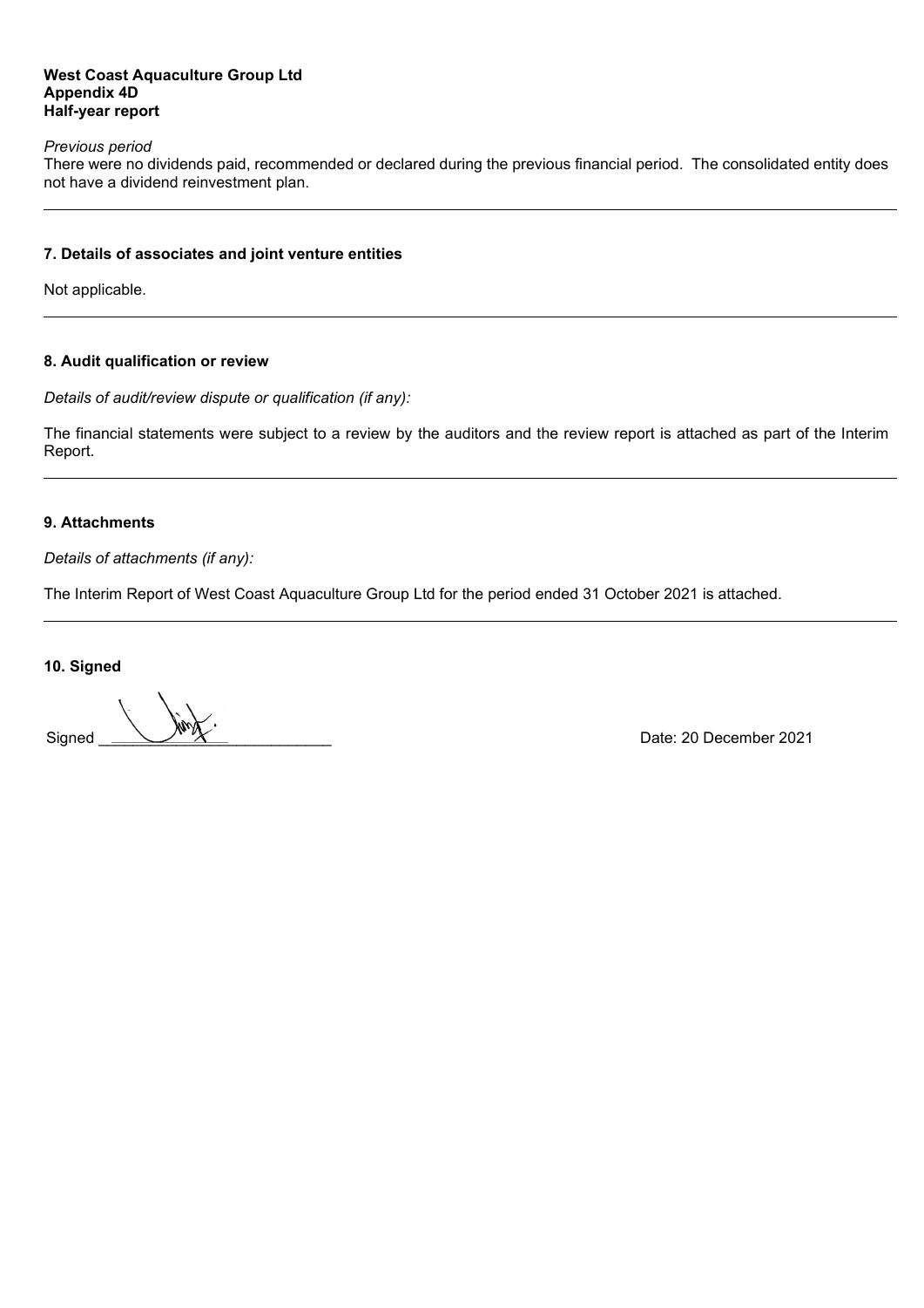*Previous period*

There were no dividends paid, recommended or declared during the previous financial period. The consolidated entity does not have a dividend reinvestment plan.

## 7. Details of associates and joint venture entities

Not applicable.

## 8. Audit qualification or review

*Details of audit/review dispute or qualification (if any):*

The financial statements were subject to a review by the auditors and the review report is attached as part of the Interim Report.

## 9. Attachments

*Details of attachments (if any):*

The Interim Report of West Coast Aquaculture Group Ltd for the period ended 31 October 2021 is attached.

## 10. Signed

Signed ___________________________ Date: 20 December 2021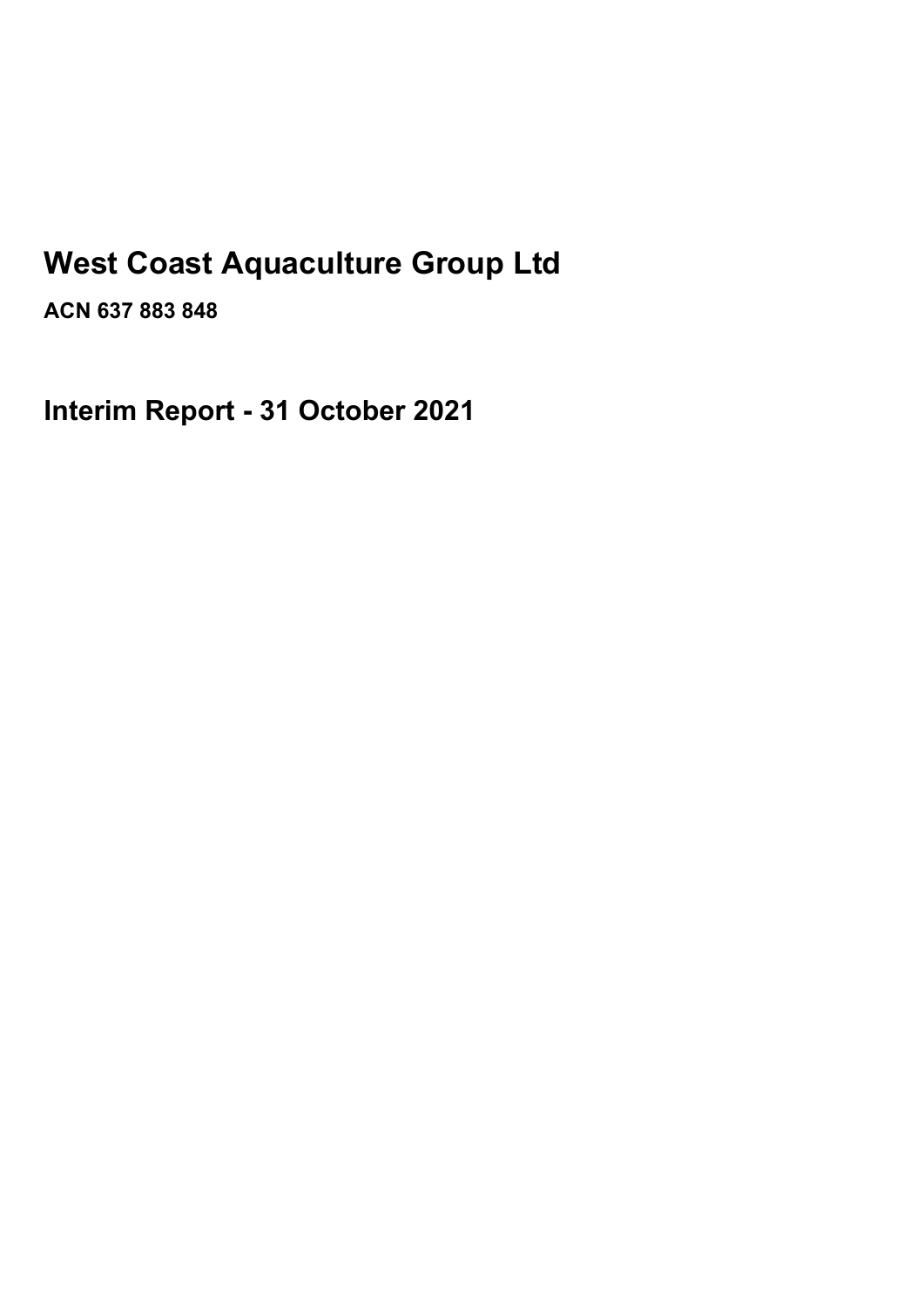# West Coast Aquaculture Group Ltd

**ACN 637 883 848**

## Interim Report - 31 October 2021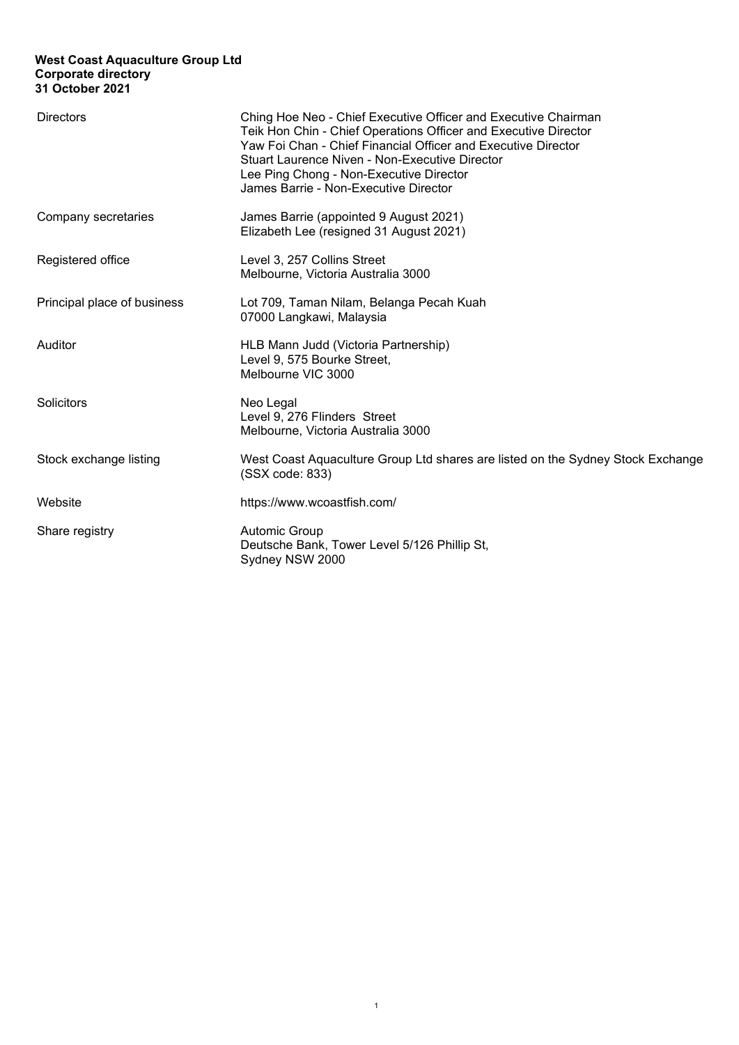**West Coast Aquaculture Group Ltd**
**Corporate directory**
**31 October 2021**

| | |
|---|---|
| Directors | Ching Hoe Neo - Chief Executive Officer and Executive Chairman<br>Teik Hon Chin - Chief Operations Officer and Executive Director<br>Yaw Foi Chan - Chief Financial Officer and Executive Director<br>Stuart Laurence Niven - Non-Executive Director<br>Lee Ping Chong - Non-Executive Director<br>James Barrie - Non-Executive Director |
| Company secretaries | James Barrie (appointed 9 August 2021)<br>Elizabeth Lee (resigned 31 August 2021) |
| Registered office | Level 3, 257 Collins Street<br>Melbourne, Victoria Australia 3000 |
| Principal place of business | Lot 709, Taman Nilam, Belanga Pecah Kuah<br>07000 Langkawi, Malaysia |
| Auditor | HLB Mann Judd (Victoria Partnership)<br>Level 9, 575 Bourke Street,<br>Melbourne VIC 3000 |
| Solicitors | Neo Legal<br>Level 9, 276 Flinders Street<br>Melbourne, Victoria Australia 3000 |
| Stock exchange listing | West Coast Aquaculture Group Ltd shares are listed on the Sydney Stock Exchange (SSX code: 833) |
| Website | https://www.wcoastfish.com/ |
| Share registry | Automic Group<br>Deutsche Bank, Tower Level 5/126 Phillip St,<br>Sydney NSW 2000 |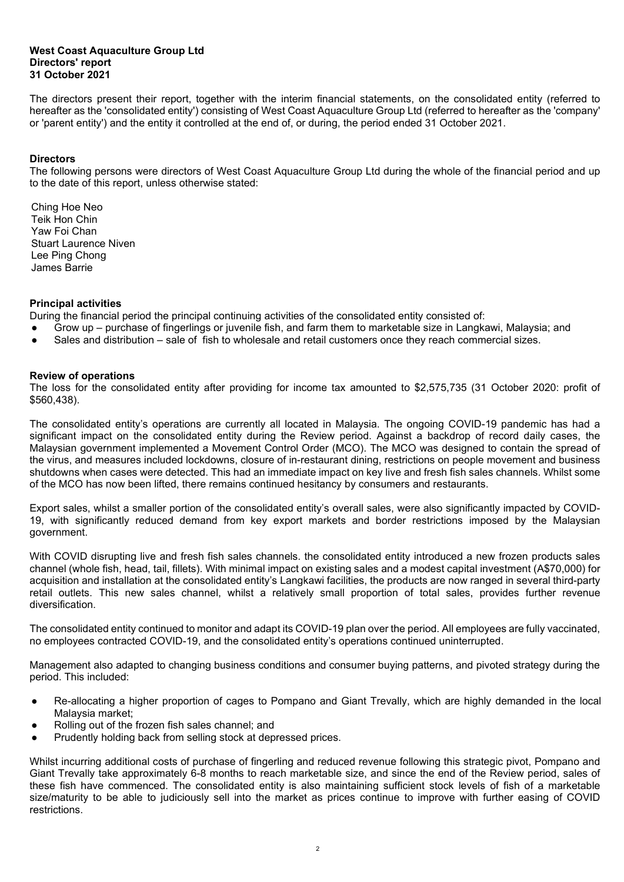**West Coast Aquaculture Group Ltd**
**Directors' report**
**31 October 2021**

The directors present their report, together with the interim financial statements, on the consolidated entity (referred to hereafter as the 'consolidated entity') consisting of West Coast Aquaculture Group Ltd (referred to hereafter as the 'company' or 'parent entity') and the entity it controlled at the end of, or during, the period ended 31 October 2021.

## Directors

The following persons were directors of West Coast Aquaculture Group Ltd during the whole of the financial period and up to the date of this report, unless otherwise stated:

Ching Hoe Neo
Teik Hon Chin
Yaw Foi Chan
Stuart Laurence Niven
Lee Ping Chong
James Barrie

## Principal activities

During the financial period the principal continuing activities of the consolidated entity consisted of:

- Grow up – purchase of fingerlings or juvenile fish, and farm them to marketable size in Langkawi, Malaysia; and
- Sales and distribution – sale of fish to wholesale and retail customers once they reach commercial sizes.

## Review of operations

The loss for the consolidated entity after providing for income tax amounted to $2,575,735 (31 October 2020: profit of $560,438).

The consolidated entity's operations are currently all located in Malaysia. The ongoing COVID-19 pandemic has had a significant impact on the consolidated entity during the Review period. Against a backdrop of record daily cases, the Malaysian government implemented a Movement Control Order (MCO). The MCO was designed to contain the spread of the virus, and measures included lockdowns, closure of in-restaurant dining, restrictions on people movement and business shutdowns when cases were detected. This had an immediate impact on key live and fresh fish sales channels. Whilst some of the MCO has now been lifted, there remains continued hesitancy by consumers and restaurants.

Export sales, whilst a smaller portion of the consolidated entity's overall sales, were also significantly impacted by COVID-19, with significantly reduced demand from key export markets and border restrictions imposed by the Malaysian government.

With COVID disrupting live and fresh fish sales channels. the consolidated entity introduced a new frozen products sales channel (whole fish, head, tail, fillets). With minimal impact on existing sales and a modest capital investment (A$70,000) for acquisition and installation at the consolidated entity's Langkawi facilities, the products are now ranged in several third-party retail outlets. This new sales channel, whilst a relatively small proportion of total sales, provides further revenue diversification.

The consolidated entity continued to monitor and adapt its COVID-19 plan over the period. All employees are fully vaccinated, no employees contracted COVID-19, and the consolidated entity's operations continued uninterrupted.

Management also adapted to changing business conditions and consumer buying patterns, and pivoted strategy during the period. This included:

- Re-allocating a higher proportion of cages to Pompano and Giant Trevally, which are highly demanded in the local Malaysia market;
- Rolling out of the frozen fish sales channel; and
- Prudently holding back from selling stock at depressed prices.

Whilst incurring additional costs of purchase of fingerling and reduced revenue following this strategic pivot, Pompano and Giant Trevally take approximately 6-8 months to reach marketable size, and since the end of the Review period, sales of these fish have commenced. The consolidated entity is also maintaining sufficient stock levels of fish of a marketable size/maturity to be able to judiciously sell into the market as prices continue to improve with further easing of COVID restrictions.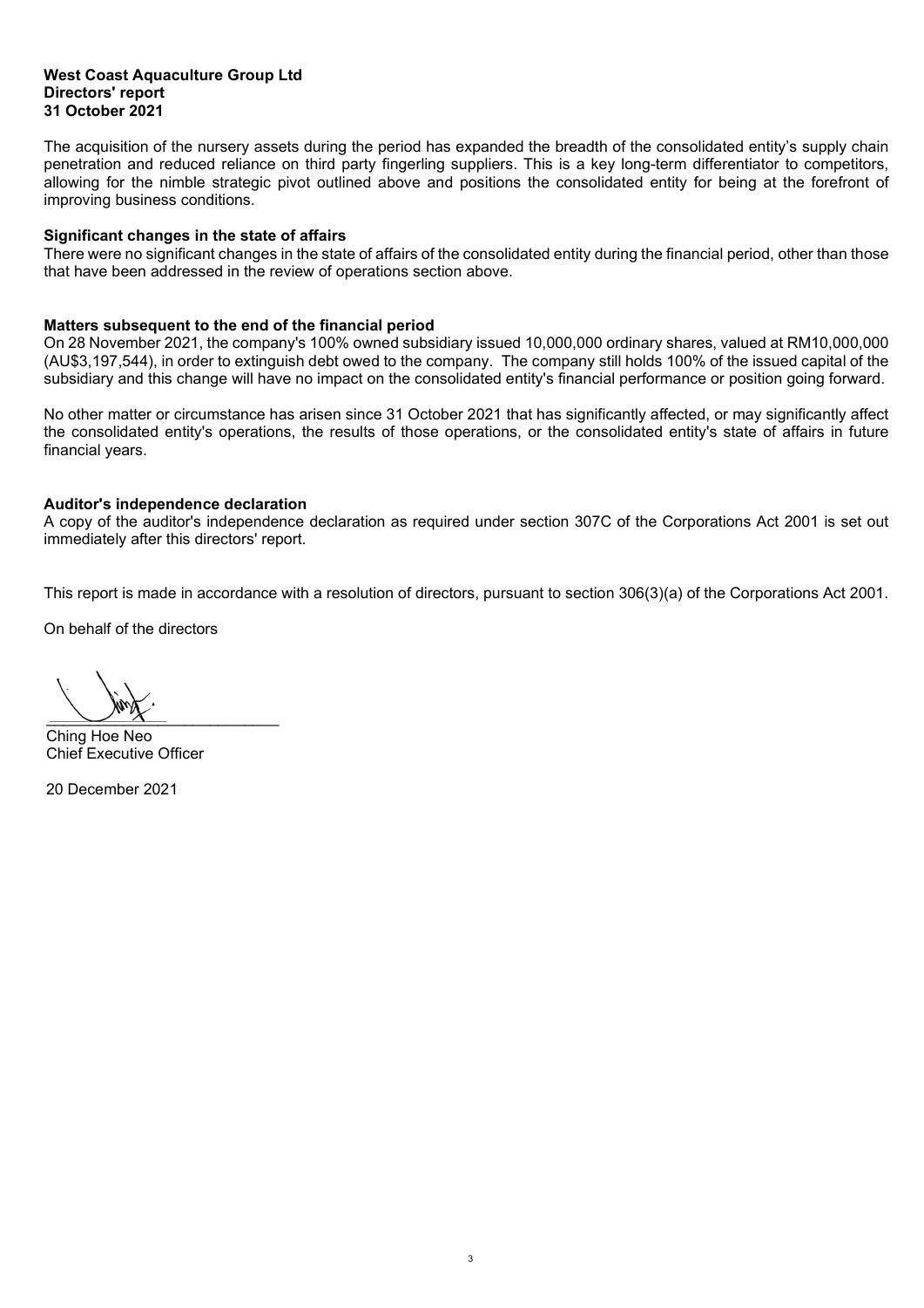**West Coast Aquaculture Group Ltd**
**Directors' report**
**31 October 2021**

The acquisition of the nursery assets during the period has expanded the breadth of the consolidated entity's supply chain penetration and reduced reliance on third party fingerling suppliers. This is a key long-term differentiator to competitors, allowing for the nimble strategic pivot outlined above and positions the consolidated entity for being at the forefront of improving business conditions.

**Significant changes in the state of affairs**

There were no significant changes in the state of affairs of the consolidated entity during the financial period, other than those that have been addressed in the review of operations section above.

**Matters subsequent to the end of the financial period**

On 28 November 2021, the company's 100% owned subsidiary issued 10,000,000 ordinary shares, valued at RM10,000,000 (AU$3,197,544), in order to extinguish debt owed to the company. The company still holds 100% of the issued capital of the subsidiary and this change will have no impact on the consolidated entity's financial performance or position going forward.

No other matter or circumstance has arisen since 31 October 2021 that has significantly affected, or may significantly affect the consolidated entity's operations, the results of those operations, or the consolidated entity's state of affairs in future financial years.

**Auditor's independence declaration**

A copy of the auditor's independence declaration as required under section 307C of the Corporations Act 2001 is set out immediately after this directors' report.

This report is made in accordance with a resolution of directors, pursuant to section 306(3)(a) of the Corporations Act 2001.

On behalf of the directors

___________________________

Ching Hoe Neo
Chief Executive Officer

20 December 2021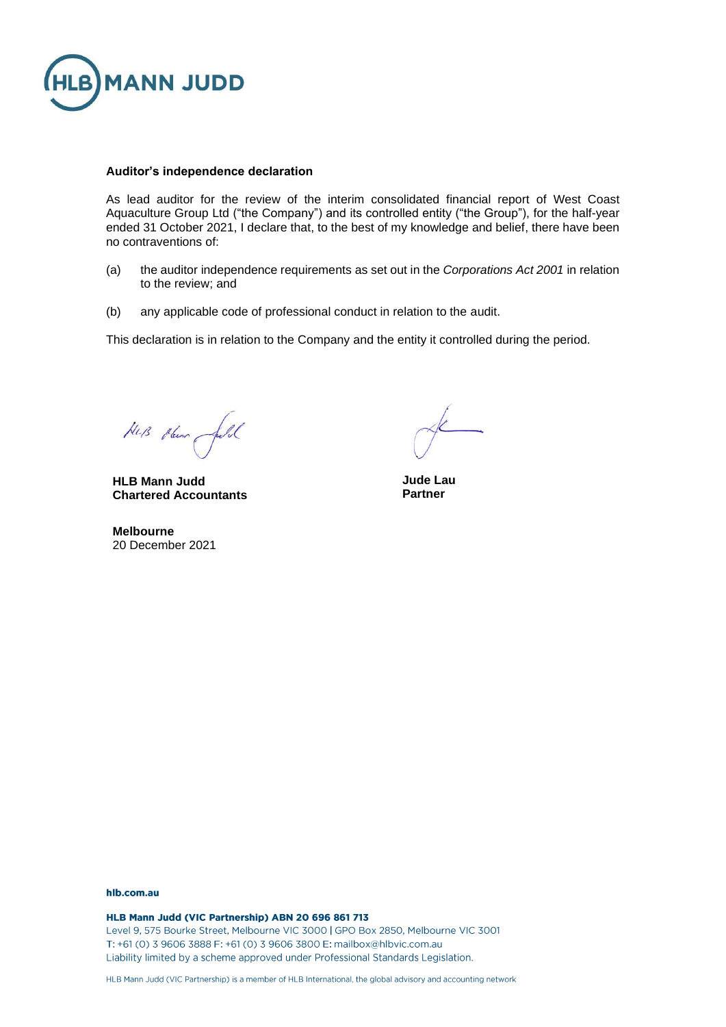HLB MANN JUDD

**Auditor's independence declaration**

As lead auditor for the review of the interim consolidated financial report of West Coast Aquaculture Group Ltd ("the Company") and its controlled entity ("the Group"), for the half-year ended 31 October 2021, I declare that, to the best of my knowledge and belief, there have been no contraventions of:

(a) the auditor independence requirements as set out in the *Corporations Act 2001* in relation to the review; and

(b) any applicable code of professional conduct in relation to the audit.

This declaration is in relation to the Company and the entity it controlled during the period.

**HLB Mann Judd**
**Chartered Accountants**

**Jude Lau**
**Partner**

**Melbourne**
20 December 2021

**hlb.com.au**

**HLB Mann Judd (VIC Partnership) ABN 20 696 861 713**
Level 9, 575 Bourke Street, Melbourne VIC 3000 | GPO Box 2850, Melbourne VIC 3001
T: +61 (0) 3 9606 3888 F: +61 (0) 3 9606 3800 E: mailbox@hlbvic.com.au
Liability limited by a scheme approved under Professional Standards Legislation.

HLB Mann Judd (VIC Partnership) is a member of HLB International, the global advisory and accounting network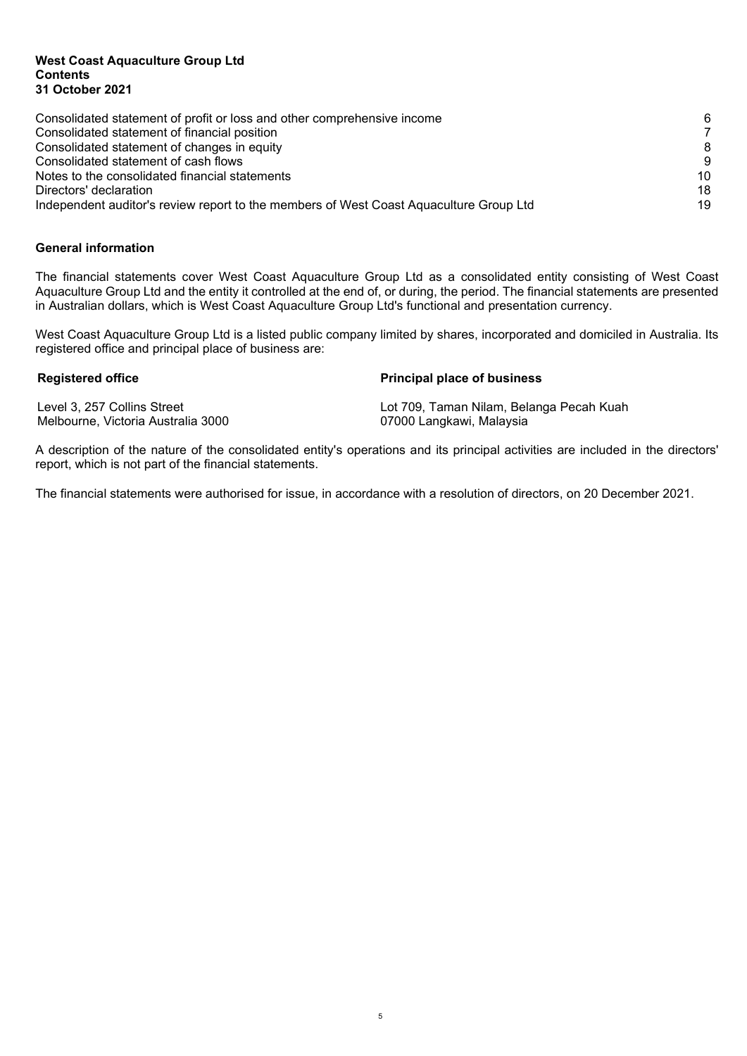**West Coast Aquaculture Group Ltd**
**Contents**
**31 October 2021**

| | |
|---|---|
| Consolidated statement of profit or loss and other comprehensive income | 6 |
| Consolidated statement of financial position | 7 |
| Consolidated statement of changes in equity | 8 |
| Consolidated statement of cash flows | 9 |
| Notes to the consolidated financial statements | 10 |
| Directors' declaration | 18 |
| Independent auditor's review report to the members of West Coast Aquaculture Group Ltd | 19 |

## General information

The financial statements cover West Coast Aquaculture Group Ltd as a consolidated entity consisting of West Coast Aquaculture Group Ltd and the entity it controlled at the end of, or during, the period. The financial statements are presented in Australian dollars, which is West Coast Aquaculture Group Ltd's functional and presentation currency.

West Coast Aquaculture Group Ltd is a listed public company limited by shares, incorporated and domiciled in Australia. Its registered office and principal place of business are:

| Registered office | Principal place of business |
|---|---|
| Level 3, 257 Collins Street | Lot 709, Taman Nilam, Belanga Pecah Kuah |
| Melbourne, Victoria Australia 3000 | 07000 Langkawi, Malaysia |

A description of the nature of the consolidated entity's operations and its principal activities are included in the directors' report, which is not part of the financial statements.

The financial statements were authorised for issue, in accordance with a resolution of directors, on 20 December 2021.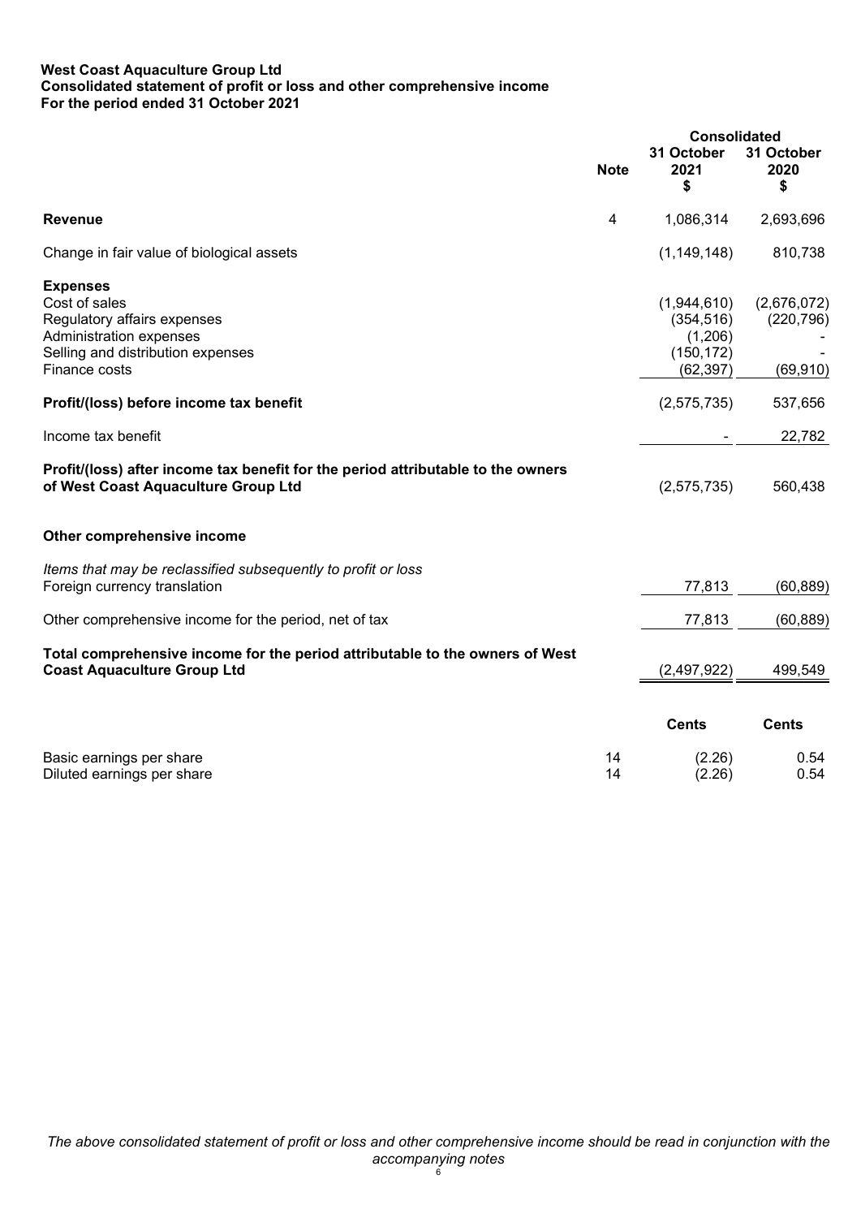**West Coast Aquaculture Group Ltd**
**Consolidated statement of profit or loss and other comprehensive income**
**For the period ended 31 October 2021**

| | Note | Consolidated 31 October 2021 $ | 31 October 2020 $ |
|---|---|---|---|
| **Revenue** | 4 | 1,086,314 | 2,693,696 |
| Change in fair value of biological assets | | (1,149,148) | 810,738 |
| **Expenses** | | | |
| Cost of sales | | (1,944,610) | (2,676,072) |
| Regulatory affairs expenses | | (354,516) | (220,796) |
| Administration expenses | | (1,206) | - |
| Selling and distribution expenses | | (150,172) | - |
| Finance costs | | (62,397) | (69,910) |
| **Profit/(loss) before income tax benefit** | | (2,575,735) | 537,656 |
| Income tax benefit | | - | 22,782 |
| **Profit/(loss) after income tax benefit for the period attributable to the owners of West Coast Aquaculture Group Ltd** | | (2,575,735) | 560,438 |
| **Other comprehensive income** | | | |
| *Items that may be reclassified subsequently to profit or loss* | | | |
| Foreign currency translation | | 77,813 | (60,889) |
| Other comprehensive income for the period, net of tax | | 77,813 | (60,889) |
| **Total comprehensive income for the period attributable to the owners of West Coast Aquaculture Group Ltd** | | (2,497,922) | 499,549 |
| | | **Cents** | **Cents** |
| Basic earnings per share | 14 | (2.26) | 0.54 |
| Diluted earnings per share | 14 | (2.26) | 0.54 |

*The above consolidated statement of profit or loss and other comprehensive income should be read in conjunction with the accompanying notes*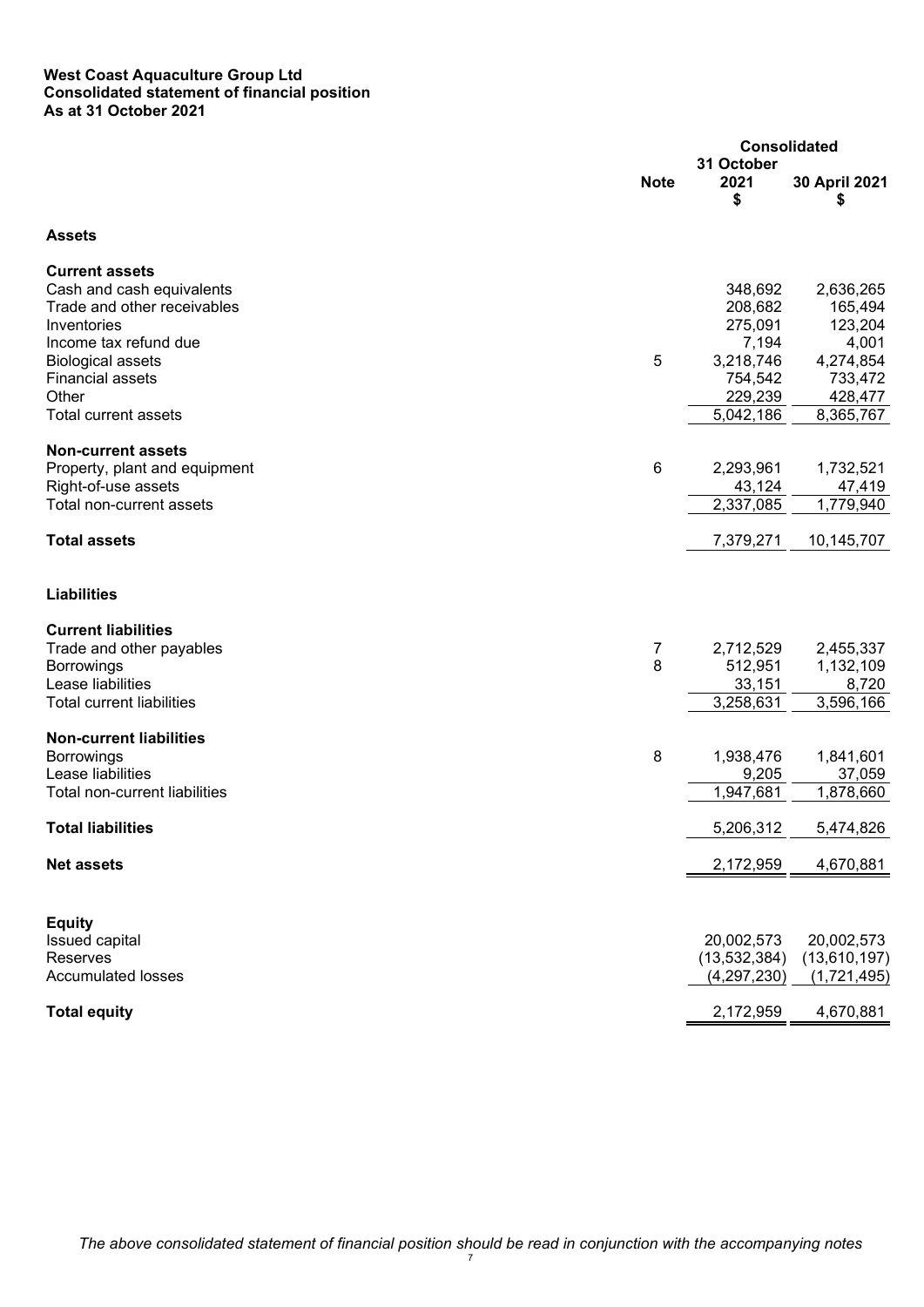**West Coast Aquaculture Group Ltd**
**Consolidated statement of financial position**
**As at 31 October 2021**

| | Note | Consolidated 31 October 2021 $ | 30 April 2021 $ |
|---|---|---|---|
| **Assets** | | | |
| **Current assets** | | | |
| Cash and cash equivalents | | 348,692 | 2,636,265 |
| Trade and other receivables | | 208,682 | 165,494 |
| Inventories | | 275,091 | 123,204 |
| Income tax refund due | | 7,194 | 4,001 |
| Biological assets | 5 | 3,218,746 | 4,274,854 |
| Financial assets | | 754,542 | 733,472 |
| Other | | 229,239 | 428,477 |
| Total current assets | | 5,042,186 | 8,365,767 |
| **Non-current assets** | | | |
| Property, plant and equipment | 6 | 2,293,961 | 1,732,521 |
| Right-of-use assets | | 43,124 | 47,419 |
| Total non-current assets | | 2,337,085 | 1,779,940 |
| **Total assets** | | 7,379,271 | 10,145,707 |
| **Liabilities** | | | |
| **Current liabilities** | | | |
| Trade and other payables | 7 | 2,712,529 | 2,455,337 |
| Borrowings | 8 | 512,951 | 1,132,109 |
| Lease liabilities | | 33,151 | 8,720 |
| Total current liabilities | | 3,258,631 | 3,596,166 |
| **Non-current liabilities** | | | |
| Borrowings | 8 | 1,938,476 | 1,841,601 |
| Lease liabilities | | 9,205 | 37,059 |
| Total non-current liabilities | | 1,947,681 | 1,878,660 |
| **Total liabilities** | | 5,206,312 | 5,474,826 |
| **Net assets** | | 2,172,959 | 4,670,881 |
| **Equity** | | | |
| Issued capital | | 20,002,573 | 20,002,573 |
| Reserves | | (13,532,384) | (13,610,197) |
| Accumulated losses | | (4,297,230) | (1,721,495) |
| **Total equity** | | 2,172,959 | 4,670,881 |

*The above consolidated statement of financial position should be read in conjunction with the accompanying notes*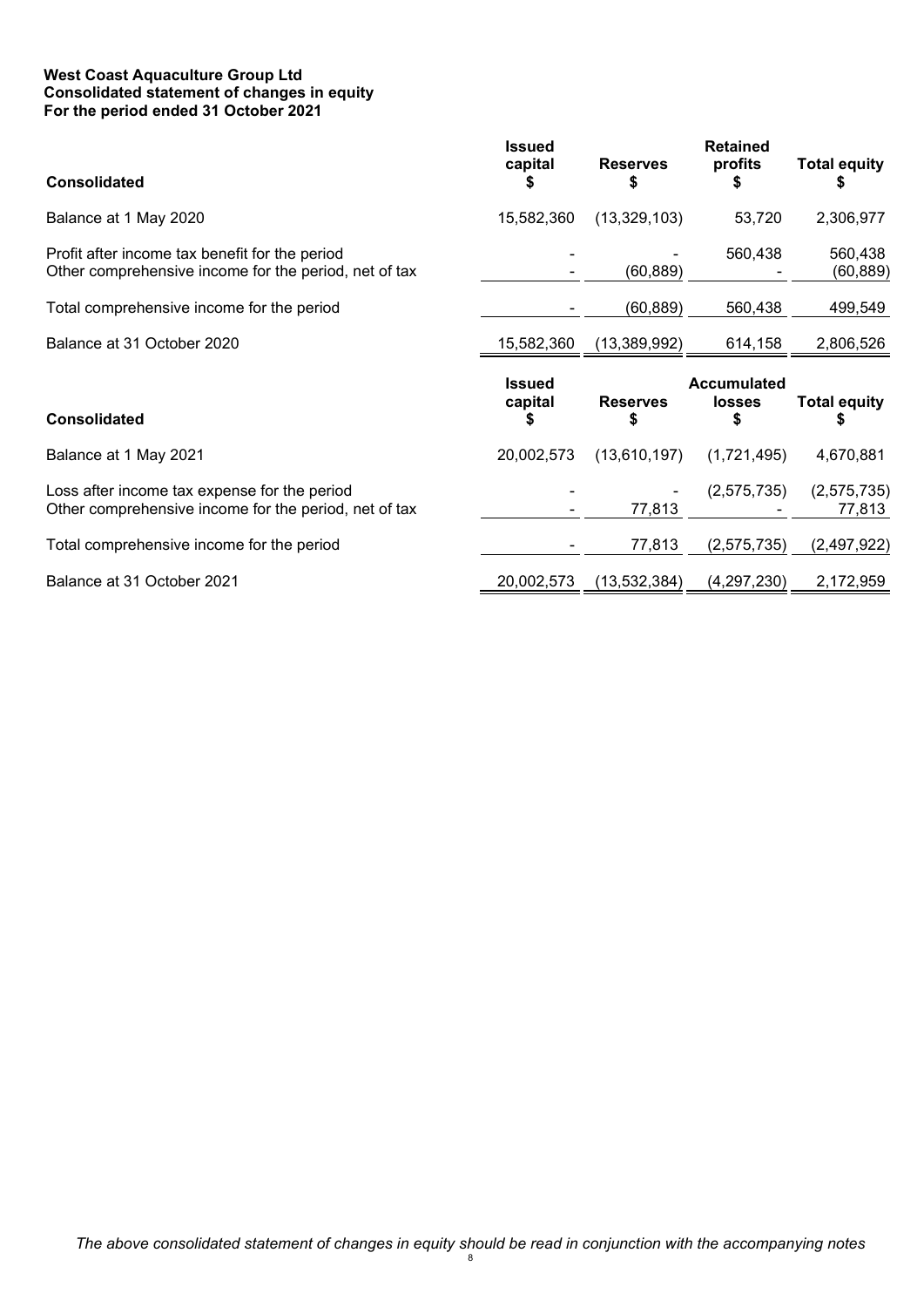**West Coast Aquaculture Group Ltd**
**Consolidated statement of changes in equity**
**For the period ended 31 October 2021**

| Consolidated | Issued capital $ | Reserves $ | Retained profits $ | Total equity $ |
|---|---|---|---|---|
| Balance at 1 May 2020 | 15,582,360 | (13,329,103) | 53,720 | 2,306,977 |
| Profit after income tax benefit for the period | - | - | 560,438 | 560,438 |
| Other comprehensive income for the period, net of tax | - | (60,889) | - | (60,889) |
| Total comprehensive income for the period | - | (60,889) | 560,438 | 499,549 |
| Balance at 31 October 2020 | 15,582,360 | (13,389,992) | 614,158 | 2,806,526 |

| Consolidated | Issued capital $ | Reserves $ | Accumulated losses $ | Total equity $ |
|---|---|---|---|---|
| Balance at 1 May 2021 | 20,002,573 | (13,610,197) | (1,721,495) | 4,670,881 |
| Loss after income tax expense for the period | - | - | (2,575,735) | (2,575,735) |
| Other comprehensive income for the period, net of tax | - | 77,813 | - | 77,813 |
| Total comprehensive income for the period | - | 77,813 | (2,575,735) | (2,497,922) |
| Balance at 31 October 2021 | 20,002,573 | (13,532,384) | (4,297,230) | 2,172,959 |

*The above consolidated statement of changes in equity should be read in conjunction with the accompanying notes*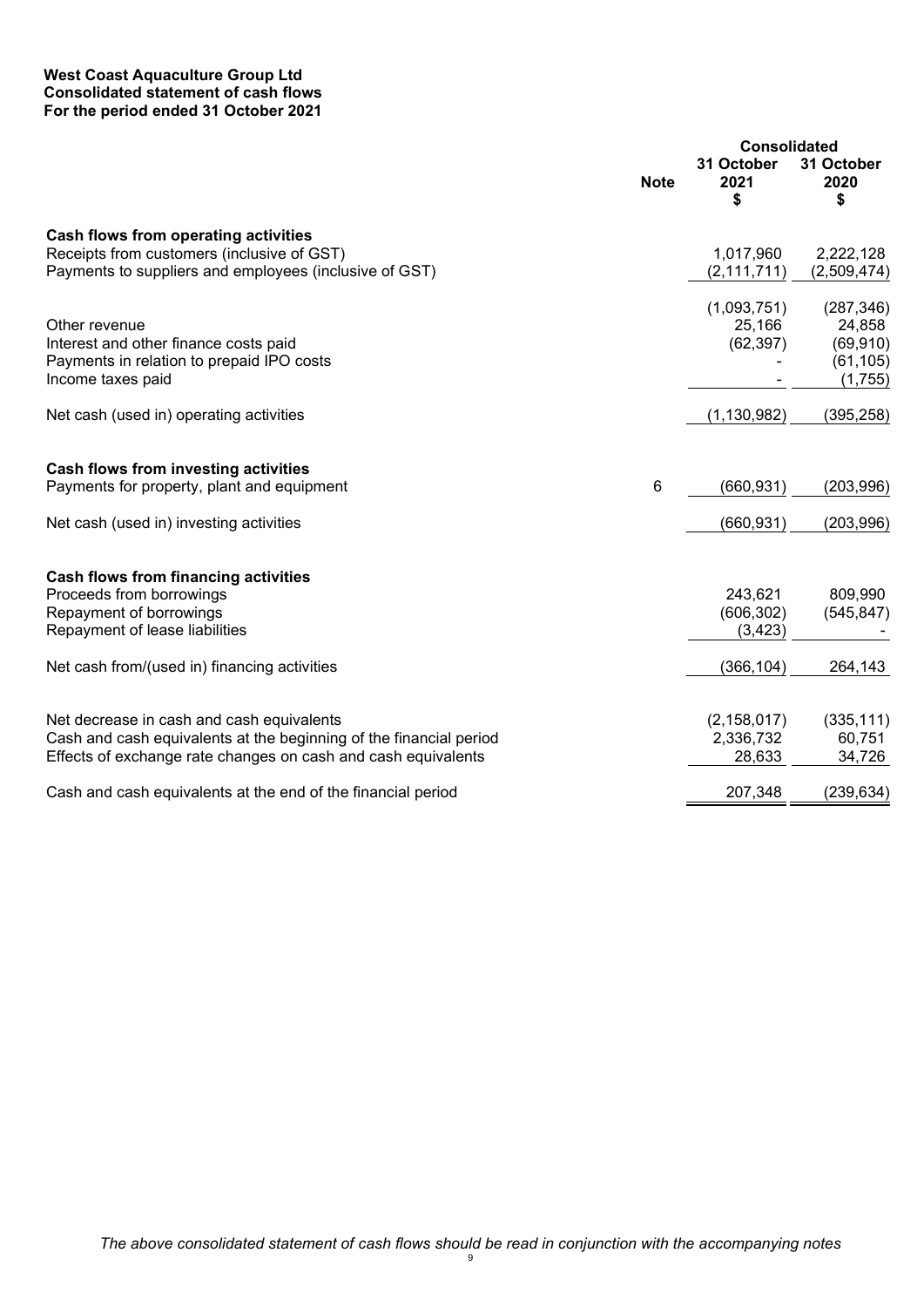**West Coast Aquaculture Group Ltd**
**Consolidated statement of cash flows**
**For the period ended 31 October 2021**

| | Note | Consolidated 31 October 2021 $ | Consolidated 31 October 2020 $ |
|---|---|---|---|
| **Cash flows from operating activities** | | | |
| Receipts from customers (inclusive of GST) | | 1,017,960 | 2,222,128 |
| Payments to suppliers and employees (inclusive of GST) | | (2,111,711) | (2,509,474) |
| | | (1,093,751) | (287,346) |
| Other revenue | | 25,166 | 24,858 |
| Interest and other finance costs paid | | (62,397) | (69,910) |
| Payments in relation to prepaid IPO costs | | - | (61,105) |
| Income taxes paid | | - | (1,755) |
| Net cash (used in) operating activities | | (1,130,982) | (395,258) |
| **Cash flows from investing activities** | | | |
| Payments for property, plant and equipment | 6 | (660,931) | (203,996) |
| Net cash (used in) investing activities | | (660,931) | (203,996) |
| **Cash flows from financing activities** | | | |
| Proceeds from borrowings | | 243,621 | 809,990 |
| Repayment of borrowings | | (606,302) | (545,847) |
| Repayment of lease liabilities | | (3,423) | - |
| Net cash from/(used in) financing activities | | (366,104) | 264,143 |
| Net decrease in cash and cash equivalents | | (2,158,017) | (335,111) |
| Cash and cash equivalents at the beginning of the financial period | | 2,336,732 | 60,751 |
| Effects of exchange rate changes on cash and cash equivalents | | 28,633 | 34,726 |
| Cash and cash equivalents at the end of the financial period | | 207,348 | (239,634) |

*The above consolidated statement of cash flows should be read in conjunction with the accompanying notes*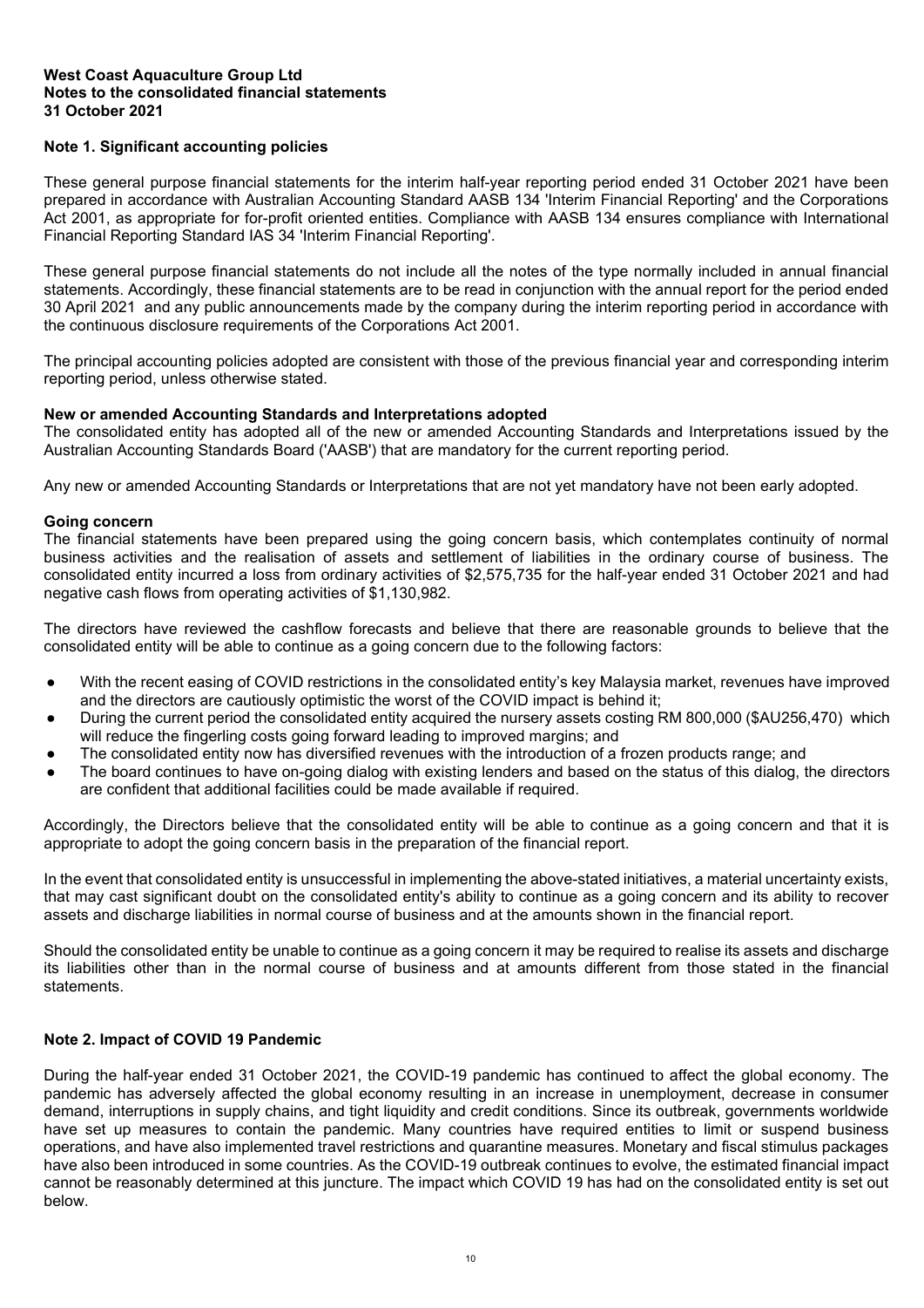**West Coast Aquaculture Group Ltd**
**Notes to the consolidated financial statements**
**31 October 2021**

## Note 1. Significant accounting policies

These general purpose financial statements for the interim half-year reporting period ended 31 October 2021 have been prepared in accordance with Australian Accounting Standard AASB 134 'Interim Financial Reporting' and the Corporations Act 2001, as appropriate for for-profit oriented entities. Compliance with AASB 134 ensures compliance with International Financial Reporting Standard IAS 34 'Interim Financial Reporting'.

These general purpose financial statements do not include all the notes of the type normally included in annual financial statements. Accordingly, these financial statements are to be read in conjunction with the annual report for the period ended 30 April 2021 and any public announcements made by the company during the interim reporting period in accordance with the continuous disclosure requirements of the Corporations Act 2001.

The principal accounting policies adopted are consistent with those of the previous financial year and corresponding interim reporting period, unless otherwise stated.

### New or amended Accounting Standards and Interpretations adopted

The consolidated entity has adopted all of the new or amended Accounting Standards and Interpretations issued by the Australian Accounting Standards Board ('AASB') that are mandatory for the current reporting period.

Any new or amended Accounting Standards or Interpretations that are not yet mandatory have not been early adopted.

### Going concern

The financial statements have been prepared using the going concern basis, which contemplates continuity of normal business activities and the realisation of assets and settlement of liabilities in the ordinary course of business. The consolidated entity incurred a loss from ordinary activities of $2,575,735 for the half-year ended 31 October 2021 and had negative cash flows from operating activities of $1,130,982.

The directors have reviewed the cashflow forecasts and believe that there are reasonable grounds to believe that the consolidated entity will be able to continue as a going concern due to the following factors:

- With the recent easing of COVID restrictions in the consolidated entity's key Malaysia market, revenues have improved and the directors are cautiously optimistic the worst of the COVID impact is behind it;
- During the current period the consolidated entity acquired the nursery assets costing RM 800,000 ($AU256,470) which will reduce the fingerling costs going forward leading to improved margins; and
- The consolidated entity now has diversified revenues with the introduction of a frozen products range; and
- The board continues to have on-going dialog with existing lenders and based on the status of this dialog, the directors are confident that additional facilities could be made available if required.

Accordingly, the Directors believe that the consolidated entity will be able to continue as a going concern and that it is appropriate to adopt the going concern basis in the preparation of the financial report.

In the event that consolidated entity is unsuccessful in implementing the above-stated initiatives, a material uncertainty exists, that may cast significant doubt on the consolidated entity's ability to continue as a going concern and its ability to recover assets and discharge liabilities in normal course of business and at the amounts shown in the financial report.

Should the consolidated entity be unable to continue as a going concern it may be required to realise its assets and discharge its liabilities other than in the normal course of business and at amounts different from those stated in the financial statements.

## Note 2. Impact of COVID 19 Pandemic

During the half-year ended 31 October 2021, the COVID-19 pandemic has continued to affect the global economy. The pandemic has adversely affected the global economy resulting in an increase in unemployment, decrease in consumer demand, interruptions in supply chains, and tight liquidity and credit conditions. Since its outbreak, governments worldwide have set up measures to contain the pandemic. Many countries have required entities to limit or suspend business operations, and have also implemented travel restrictions and quarantine measures. Monetary and fiscal stimulus packages have also been introduced in some countries. As the COVID-19 outbreak continues to evolve, the estimated financial impact cannot be reasonably determined at this juncture. The impact which COVID 19 has had on the consolidated entity is set out below.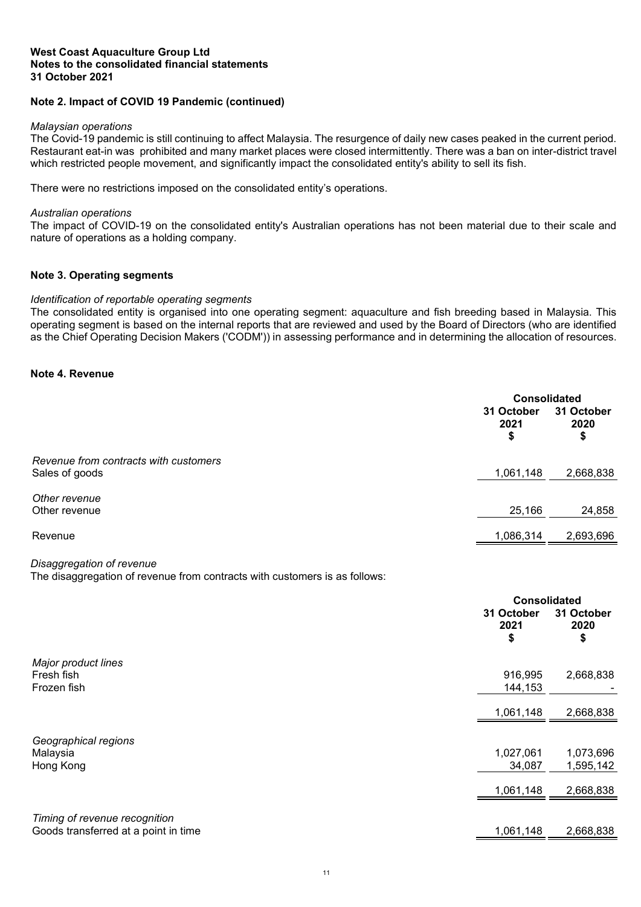## Note 2. Impact of COVID 19 Pandemic (continued)

*Malaysian operations*

The Covid-19 pandemic is still continuing to affect Malaysia. The resurgence of daily new cases peaked in the current period. Restaurant eat-in was prohibited and many market places were closed intermittently. There was a ban on inter-district travel which restricted people movement, and significantly impact the consolidated entity's ability to sell its fish.

There were no restrictions imposed on the consolidated entity's operations.

*Australian operations*

The impact of COVID-19 on the consolidated entity's Australian operations has not been material due to their scale and nature of operations as a holding company.

## Note 3. Operating segments

*Identification of reportable operating segments*

The consolidated entity is organised into one operating segment: aquaculture and fish breeding based in Malaysia. This operating segment is based on the internal reports that are reviewed and used by the Board of Directors (who are identified as the Chief Operating Decision Makers ('CODM')) in assessing performance and in determining the allocation of resources.

## Note 4. Revenue

| | Consolidated | |
|---|---|---|
| | 31 October 2021 $ | 31 October 2020 $ |
| *Revenue from contracts with customers* | | |
| Sales of goods | 1,061,148 | 2,668,838 |
| *Other revenue* | | |
| Other revenue | 25,166 | 24,858 |
| Revenue | 1,086,314 | 2,693,696 |

*Disaggregation of revenue*

The disaggregation of revenue from contracts with customers is as follows:

| | Consolidated | |
|---|---|---|
| | 31 October 2021 $ | 31 October 2020 $ |
| *Major product lines* | | |
| Fresh fish | 916,995 | 2,668,838 |
| Frozen fish | 144,153 | - |
| | 1,061,148 | 2,668,838 |
| *Geographical regions* | | |
| Malaysia | 1,027,061 | 1,073,696 |
| Hong Kong | 34,087 | 1,595,142 |
| | 1,061,148 | 2,668,838 |
| *Timing of revenue recognition* | | |
| Goods transferred at a point in time | 1,061,148 | 2,668,838 |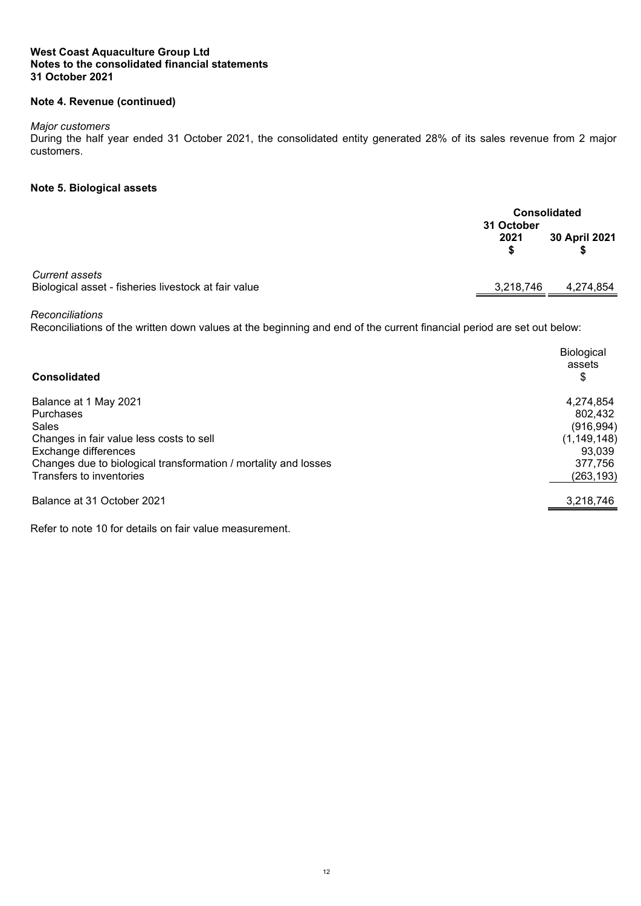**West Coast Aquaculture Group Ltd**
**Notes to the consolidated financial statements**
**31 October 2021**

## Note 4. Revenue (continued)

*Major customers*

During the half year ended 31 October 2021, the consolidated entity generated 28% of its sales revenue from 2 major customers.

## Note 5. Biological assets

| | Consolidated | |
|---|---|---|
| | 31 October 2021 $ | 30 April 2021 $ |
| *Current assets* | | |
| Biological asset - fisheries livestock at fair value | 3,218,746 | 4,274,854 |

*Reconciliations*

Reconciliations of the written down values at the beginning and end of the current financial period are set out below:

| Consolidated | Biological assets $ |
|---|---|
| Balance at 1 May 2021 | 4,274,854 |
| Purchases | 802,432 |
| Sales | (916,994) |
| Changes in fair value less costs to sell | (1,149,148) |
| Exchange differences | 93,039 |
| Changes due to biological transformation / mortality and losses | 377,756 |
| Transfers to inventories | (263,193) |
| Balance at 31 October 2021 | 3,218,746 |

Refer to note 10 for details on fair value measurement.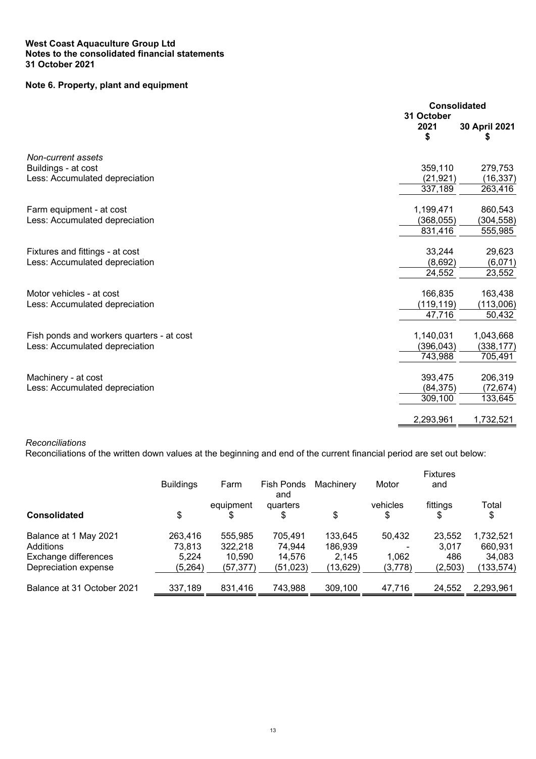**West Coast Aquaculture Group Ltd**
**Notes to the consolidated financial statements**
**31 October 2021**

## Note 6. Property, plant and equipment

| | Consolidated | |
|---|---|---|
| | 31 October 2021 $ | 30 April 2021 $ |
| *Non-current assets* | | |
| Buildings - at cost | 359,110 | 279,753 |
| Less: Accumulated depreciation | (21,921) | (16,337) |
| | 337,189 | 263,416 |
| | | |
| Farm equipment - at cost | 1,199,471 | 860,543 |
| Less: Accumulated depreciation | (368,055) | (304,558) |
| | 831,416 | 555,985 |
| | | |
| Fixtures and fittings - at cost | 33,244 | 29,623 |
| Less: Accumulated depreciation | (8,692) | (6,071) |
| | 24,552 | 23,552 |
| | | |
| Motor vehicles - at cost | 166,835 | 163,438 |
| Less: Accumulated depreciation | (119,119) | (113,006) |
| | 47,716 | 50,432 |
| | | |
| Fish ponds and workers quarters - at cost | 1,140,031 | 1,043,668 |
| Less: Accumulated depreciation | (396,043) | (338,177) |
| | 743,988 | 705,491 |
| | | |
| Machinery - at cost | 393,475 | 206,319 |
| Less: Accumulated depreciation | (84,375) | (72,674) |
| | 309,100 | 133,645 |
| | | |
| | 2,293,961 | 1,732,521 |

*Reconciliations*
Reconciliations of the written down values at the beginning and end of the current financial period are set out below:

| Consolidated | Buildings $ | Farm equipment $ | Fish Ponds and quarters $ | Machinery $ | Motor vehicles $ | Fixtures and fittings $ | Total $ |
|---|---|---|---|---|---|---|---|
| Balance at 1 May 2021 | 263,416 | 555,985 | 705,491 | 133,645 | 50,432 | 23,552 | 1,732,521 |
| Additions | 73,813 | 322,218 | 74,944 | 186,939 | - | 3,017 | 660,931 |
| Exchange differences | 5,224 | 10,590 | 14,576 | 2,145 | 1,062 | 486 | 34,083 |
| Depreciation expense | (5,264) | (57,377) | (51,023) | (13,629) | (3,778) | (2,503) | (133,574) |
| Balance at 31 October 2021 | 337,189 | 831,416 | 743,988 | 309,100 | 47,716 | 24,552 | 2,293,961 |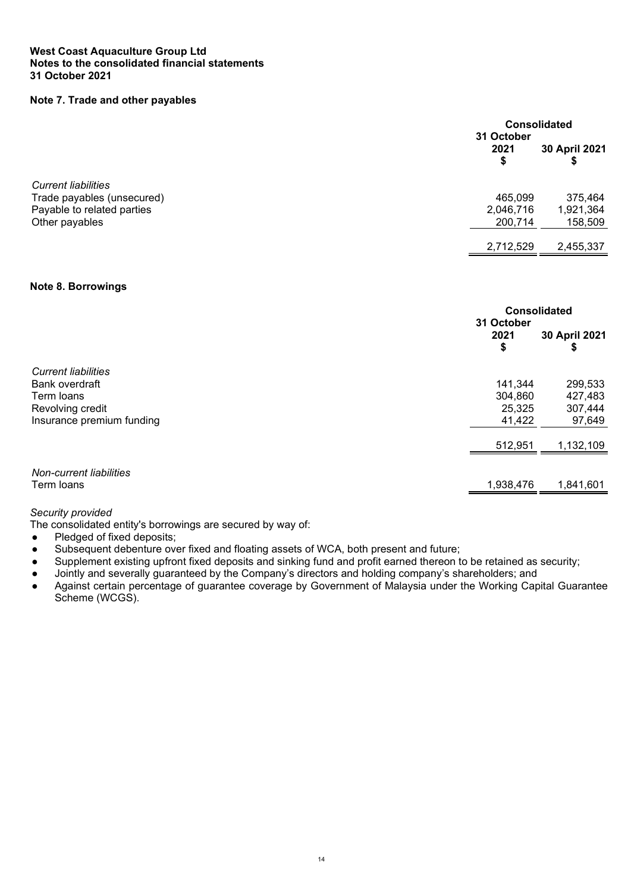**West Coast Aquaculture Group Ltd**
**Notes to the consolidated financial statements**
**31 October 2021**

## Note 7. Trade and other payables

| | Consolidated | |
|---|---|---|
| | 31 October 2021 $ | 30 April 2021 $ |
| *Current liabilities* | | |
| Trade payables (unsecured) | 465,099 | 375,464 |
| Payable to related parties | 2,046,716 | 1,921,364 |
| Other payables | 200,714 | 158,509 |
| | 2,712,529 | 2,455,337 |

## Note 8. Borrowings

| | Consolidated | |
|---|---|---|
| | 31 October 2021 $ | 30 April 2021 $ |
| *Current liabilities* | | |
| Bank overdraft | 141,344 | 299,533 |
| Term loans | 304,860 | 427,483 |
| Revolving credit | 25,325 | 307,444 |
| Insurance premium funding | 41,422 | 97,649 |
| | 512,951 | 1,132,109 |
| *Non-current liabilities* | | |
| Term loans | 1,938,476 | 1,841,601 |

*Security provided*

The consolidated entity's borrowings are secured by way of:

- Pledged of fixed deposits;
- Subsequent debenture over fixed and floating assets of WCA, both present and future;
- Supplement existing upfront fixed deposits and sinking fund and profit earned thereon to be retained as security;
- Jointly and severally guaranteed by the Company's directors and holding company's shareholders; and
- Against certain percentage of guarantee coverage by Government of Malaysia under the Working Capital Guarantee Scheme (WCGS).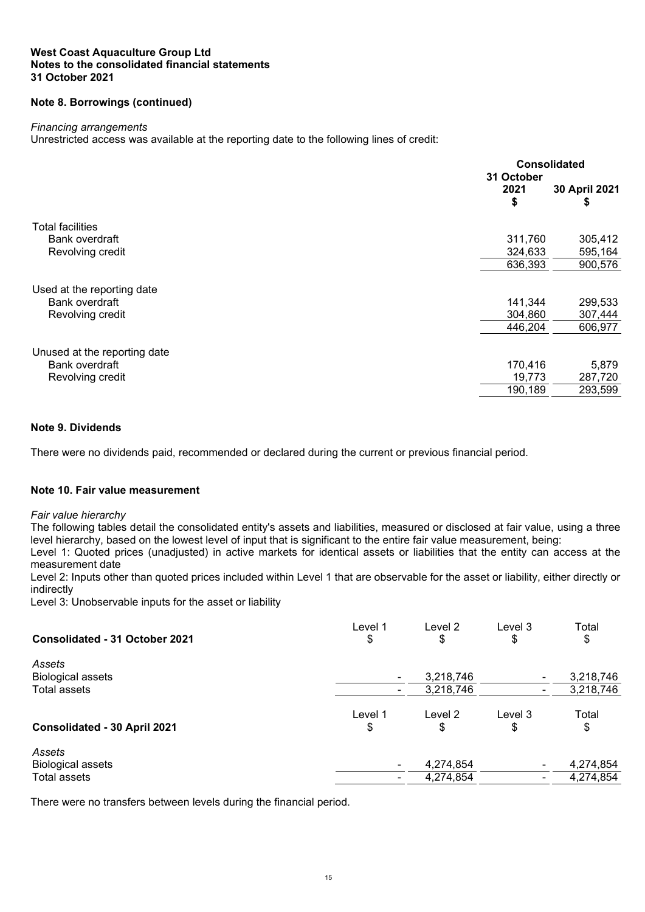West Coast Aquaculture Group Ltd
Notes to the consolidated financial statements
31 October 2021

## Note 8. Borrowings (continued)

*Financing arrangements*
Unrestricted access was available at the reporting date to the following lines of credit:

| | Consolidated | |
|---|---|---|
| | 31 October 2021 $ | 30 April 2021 $ |
| Total facilities | | |
| Bank overdraft | 311,760 | 305,412 |
| Revolving credit | 324,633 | 595,164 |
| | 636,393 | 900,576 |
| Used at the reporting date | | |
| Bank overdraft | 141,344 | 299,533 |
| Revolving credit | 304,860 | 307,444 |
| | 446,204 | 606,977 |
| Unused at the reporting date | | |
| Bank overdraft | 170,416 | 5,879 |
| Revolving credit | 19,773 | 287,720 |
| | 190,189 | 293,599 |

## Note 9. Dividends

There were no dividends paid, recommended or declared during the current or previous financial period.

## Note 10. Fair value measurement

*Fair value hierarchy*
The following tables detail the consolidated entity's assets and liabilities, measured or disclosed at fair value, using a three level hierarchy, based on the lowest level of input that is significant to the entire fair value measurement, being:
Level 1: Quoted prices (unadjusted) in active markets for identical assets or liabilities that the entity can access at the measurement date
Level 2: Inputs other than quoted prices included within Level 1 that are observable for the asset or liability, either directly or indirectly
Level 3: Unobservable inputs for the asset or liability

| Consolidated - 31 October 2021 | Level 1 $ | Level 2 $ | Level 3 $ | Total $ |
|---|---|---|---|---|
| *Assets* | | | | |
| Biological assets | - | 3,218,746 | - | 3,218,746 |
| Total assets | - | 3,218,746 | - | 3,218,746 |

| Consolidated - 30 April 2021 | Level 1 $ | Level 2 $ | Level 3 $ | Total $ |
|---|---|---|---|---|
| *Assets* | | | | |
| Biological assets | - | 4,274,854 | - | 4,274,854 |
| Total assets | - | 4,274,854 | - | 4,274,854 |

There were no transfers between levels during the financial period.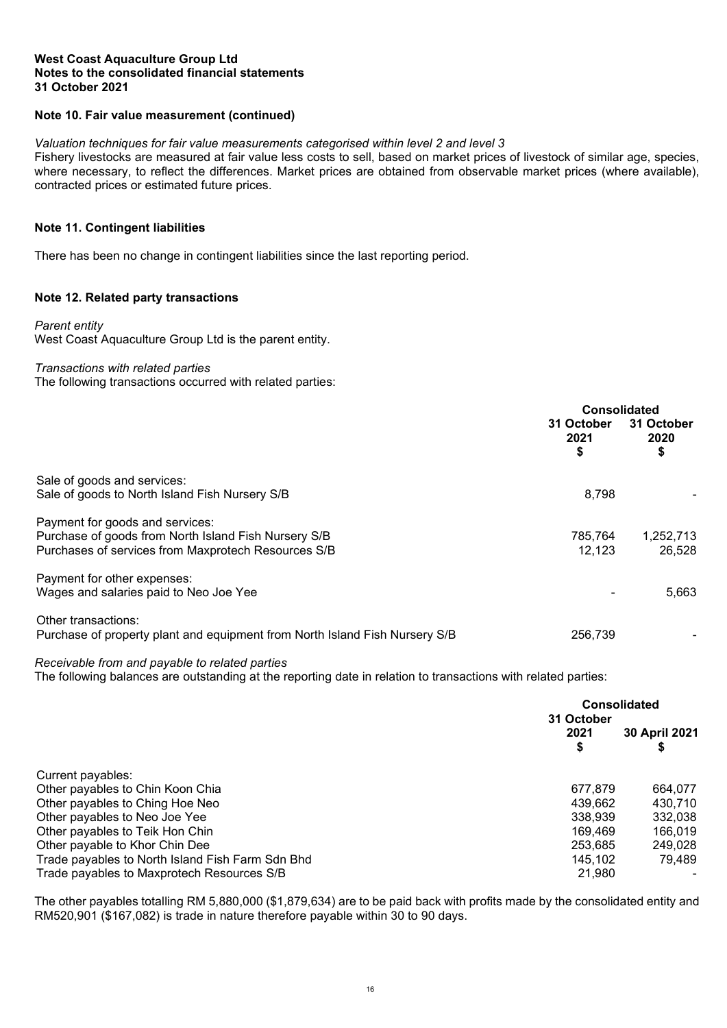### Note 10. Fair value measurement (continued)

*Valuation techniques for fair value measurements categorised within level 2 and level 3*

Fishery livestocks are measured at fair value less costs to sell, based on market prices of livestock of similar age, species, where necessary, to reflect the differences. Market prices are obtained from observable market prices (where available), contracted prices or estimated future prices.

### Note 11. Contingent liabilities

There has been no change in contingent liabilities since the last reporting period.

### Note 12. Related party transactions

*Parent entity*

West Coast Aquaculture Group Ltd is the parent entity.

*Transactions with related parties*

The following transactions occurred with related parties:

| | Consolidated | |
|---|---|---|
| | 31 October 2021 $ | 31 October 2020 $ |
| Sale of goods and services: | | |
| Sale of goods to North Island Fish Nursery S/B | 8,798 | - |
| Payment for goods and services: | | |
| Purchase of goods from North Island Fish Nursery S/B | 785,764 | 1,252,713 |
| Purchases of services from Maxprotech Resources S/B | 12,123 | 26,528 |
| Payment for other expenses: | | |
| Wages and salaries paid to Neo Joe Yee | - | 5,663 |
| Other transactions: | | |
| Purchase of property plant and equipment from North Island Fish Nursery S/B | 256,739 | - |

*Receivable from and payable to related parties*

The following balances are outstanding at the reporting date in relation to transactions with related parties:

| | Consolidated | |
|---|---|---|
| | 31 October 2021 $ | 30 April 2021 $ |
| Current payables: | | |
| Other payables to Chin Koon Chia | 677,879 | 664,077 |
| Other payables to Ching Hoe Neo | 439,662 | 430,710 |
| Other payables to Neo Joe Yee | 338,939 | 332,038 |
| Other payables to Teik Hon Chin | 169,469 | 166,019 |
| Other payable to Khor Chin Dee | 253,685 | 249,028 |
| Trade payables to North Island Fish Farm Sdn Bhd | 145,102 | 79,489 |
| Trade payables to Maxprotech Resources S/B | 21,980 | - |

The other payables totalling RM 5,880,000 ($1,879,634) are to be paid back with profits made by the consolidated entity and RM520,901 ($167,082) is trade in nature therefore payable within 30 to 90 days.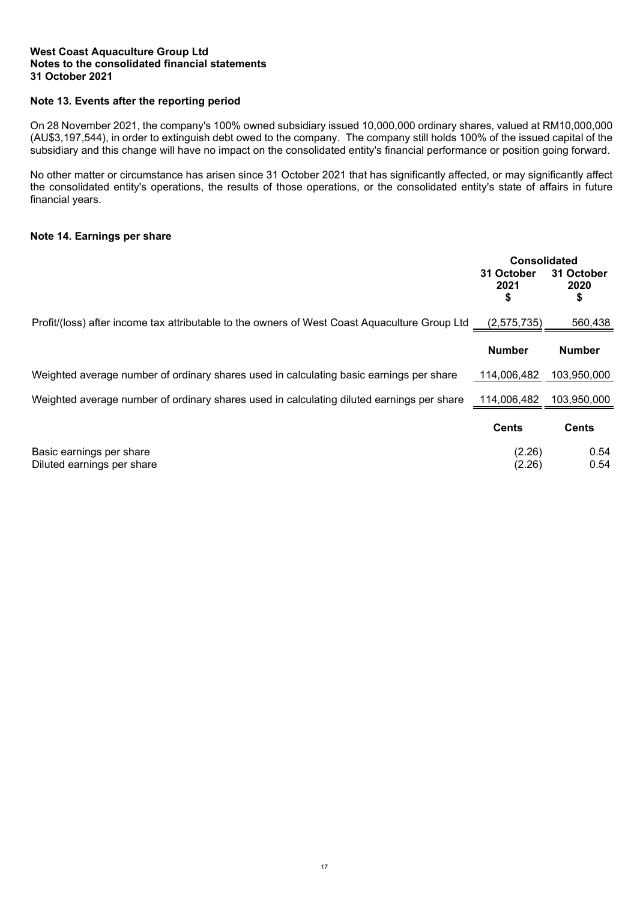**West Coast Aquaculture Group Ltd**
**Notes to the consolidated financial statements**
**31 October 2021**

## Note 13. Events after the reporting period

On 28 November 2021, the company's 100% owned subsidiary issued 10,000,000 ordinary shares, valued at RM10,000,000 (AU$3,197,544), in order to extinguish debt owed to the company. The company still holds 100% of the issued capital of the subsidiary and this change will have no impact on the consolidated entity's financial performance or position going forward.

No other matter or circumstance has arisen since 31 October 2021 that has significantly affected, or may significantly affect the consolidated entity's operations, the results of those operations, or the consolidated entity's state of affairs in future financial years.

## Note 14. Earnings per share

| | Consolidated | |
|---|---|---|
| | **31 October 2021 $** | **31 October 2020 $** |
| Profit/(loss) after income tax attributable to the owners of West Coast Aquaculture Group Ltd | (2,575,735) | 560,438 |
| | **Number** | **Number** |
| Weighted average number of ordinary shares used in calculating basic earnings per share | 114,006,482 | 103,950,000 |
| Weighted average number of ordinary shares used in calculating diluted earnings per share | 114,006,482 | 103,950,000 |
| | **Cents** | **Cents** |
| Basic earnings per share | (2.26) | 0.54 |
| Diluted earnings per share | (2.26) | 0.54 |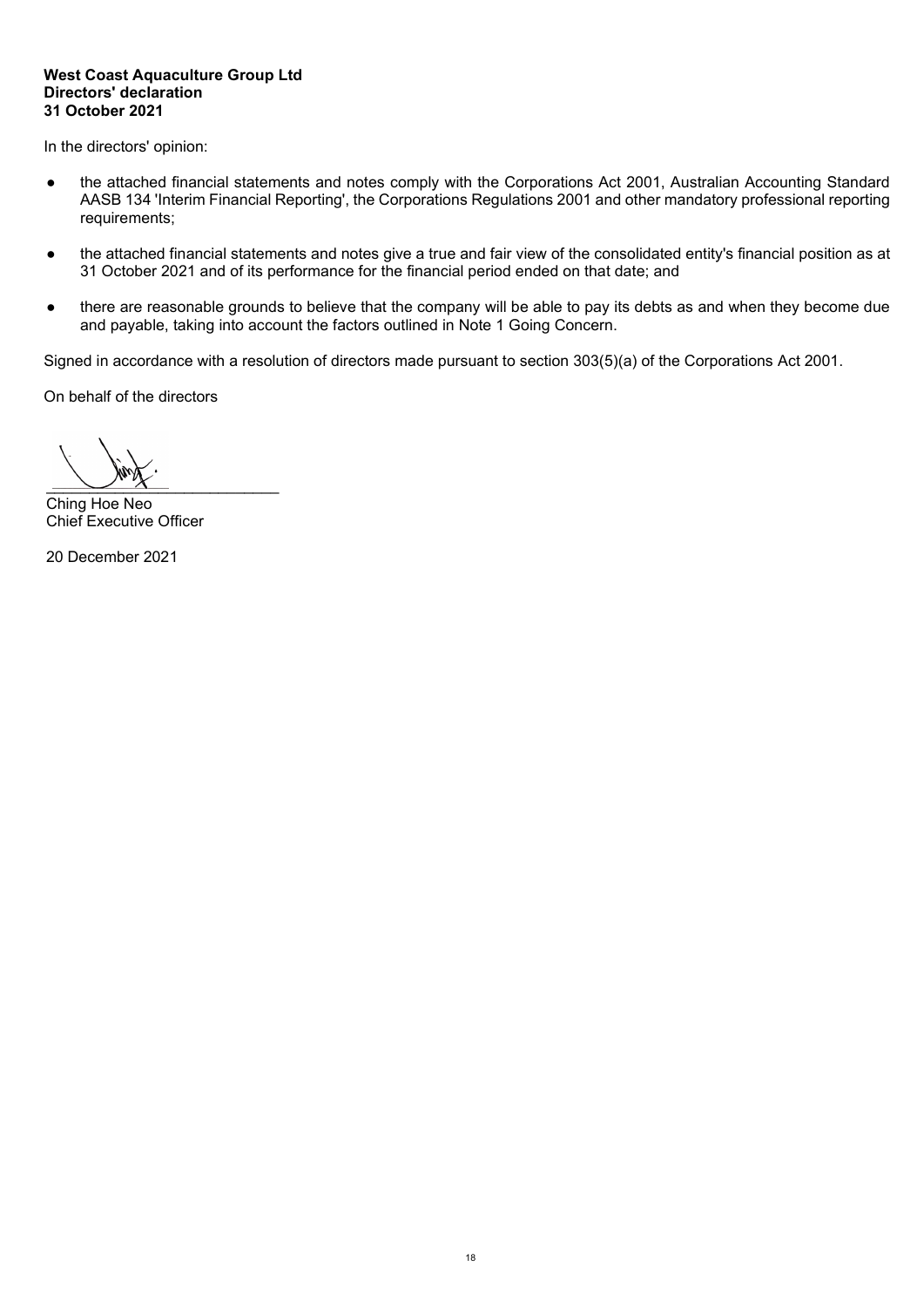**West Coast Aquaculture Group Ltd**
**Directors' declaration**
**31 October 2021**

In the directors' opinion:

- the attached financial statements and notes comply with the Corporations Act 2001, Australian Accounting Standard AASB 134 'Interim Financial Reporting', the Corporations Regulations 2001 and other mandatory professional reporting requirements;
- the attached financial statements and notes give a true and fair view of the consolidated entity's financial position as at 31 October 2021 and of its performance for the financial period ended on that date; and
- there are reasonable grounds to believe that the company will be able to pay its debts as and when they become due and payable, taking into account the factors outlined in Note 1 Going Concern.

Signed in accordance with a resolution of directors made pursuant to section 303(5)(a) of the Corporations Act 2001.

On behalf of the directors

___________________________
Ching Hoe Neo
Chief Executive Officer

20 December 2021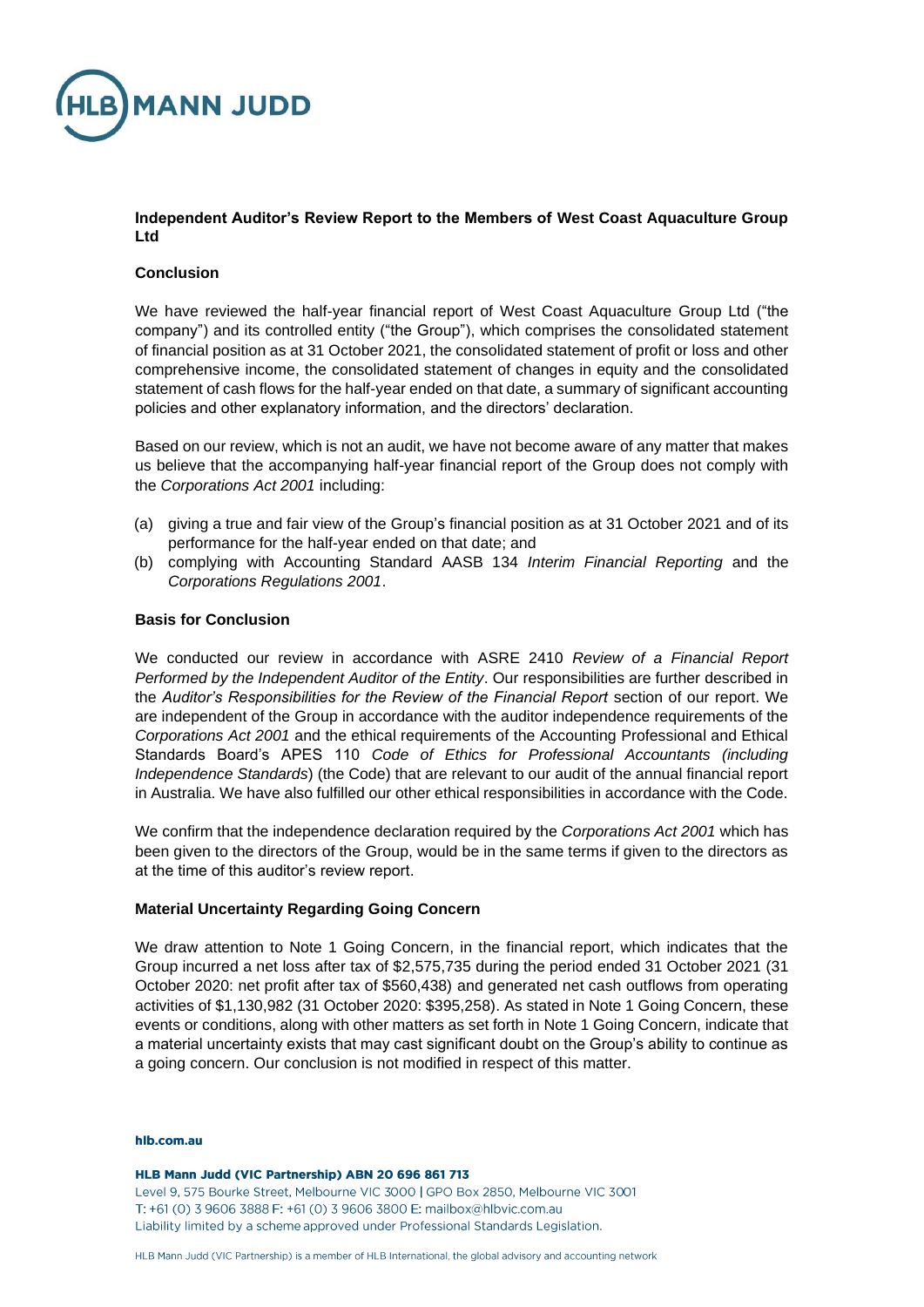# Independent Auditor's Review Report to the Members of West Coast Aquaculture Group Ltd

## Conclusion

We have reviewed the half-year financial report of West Coast Aquaculture Group Ltd ("the company") and its controlled entity ("the Group"), which comprises the consolidated statement of financial position as at 31 October 2021, the consolidated statement of profit or loss and other comprehensive income, the consolidated statement of changes in equity and the consolidated statement of cash flows for the half-year ended on that date, a summary of significant accounting policies and other explanatory information, and the directors' declaration.

Based on our review, which is not an audit, we have not become aware of any matter that makes us believe that the accompanying half-year financial report of the Group does not comply with the *Corporations Act 2001* including:

(a) giving a true and fair view of the Group's financial position as at 31 October 2021 and of its performance for the half-year ended on that date; and
(b) complying with Accounting Standard AASB 134 *Interim Financial Reporting* and the *Corporations Regulations 2001*.

## Basis for Conclusion

We conducted our review in accordance with ASRE 2410 *Review of a Financial Report Performed by the Independent Auditor of the Entity*. Our responsibilities are further described in the *Auditor's Responsibilities for the Review of the Financial Report* section of our report. We are independent of the Group in accordance with the auditor independence requirements of the *Corporations Act 2001* and the ethical requirements of the Accounting Professional and Ethical Standards Board's APES 110 *Code of Ethics for Professional Accountants (including Independence Standards*) (the Code) that are relevant to our audit of the annual financial report in Australia. We have also fulfilled our other ethical responsibilities in accordance with the Code.

We confirm that the independence declaration required by the *Corporations Act 2001* which has been given to the directors of the Group, would be in the same terms if given to the directors as at the time of this auditor's review report.

## Material Uncertainty Regarding Going Concern

We draw attention to Note 1 Going Concern, in the financial report, which indicates that the Group incurred a net loss after tax of $2,575,735 during the period ended 31 October 2021 (31 October 2020: net profit after tax of $560,438) and generated net cash outflows from operating activities of $1,130,982 (31 October 2020: $395,258). As stated in Note 1 Going Concern, these events or conditions, along with other matters as set forth in Note 1 Going Concern, indicate that a material uncertainty exists that may cast significant doubt on the Group's ability to continue as a going concern. Our conclusion is not modified in respect of this matter.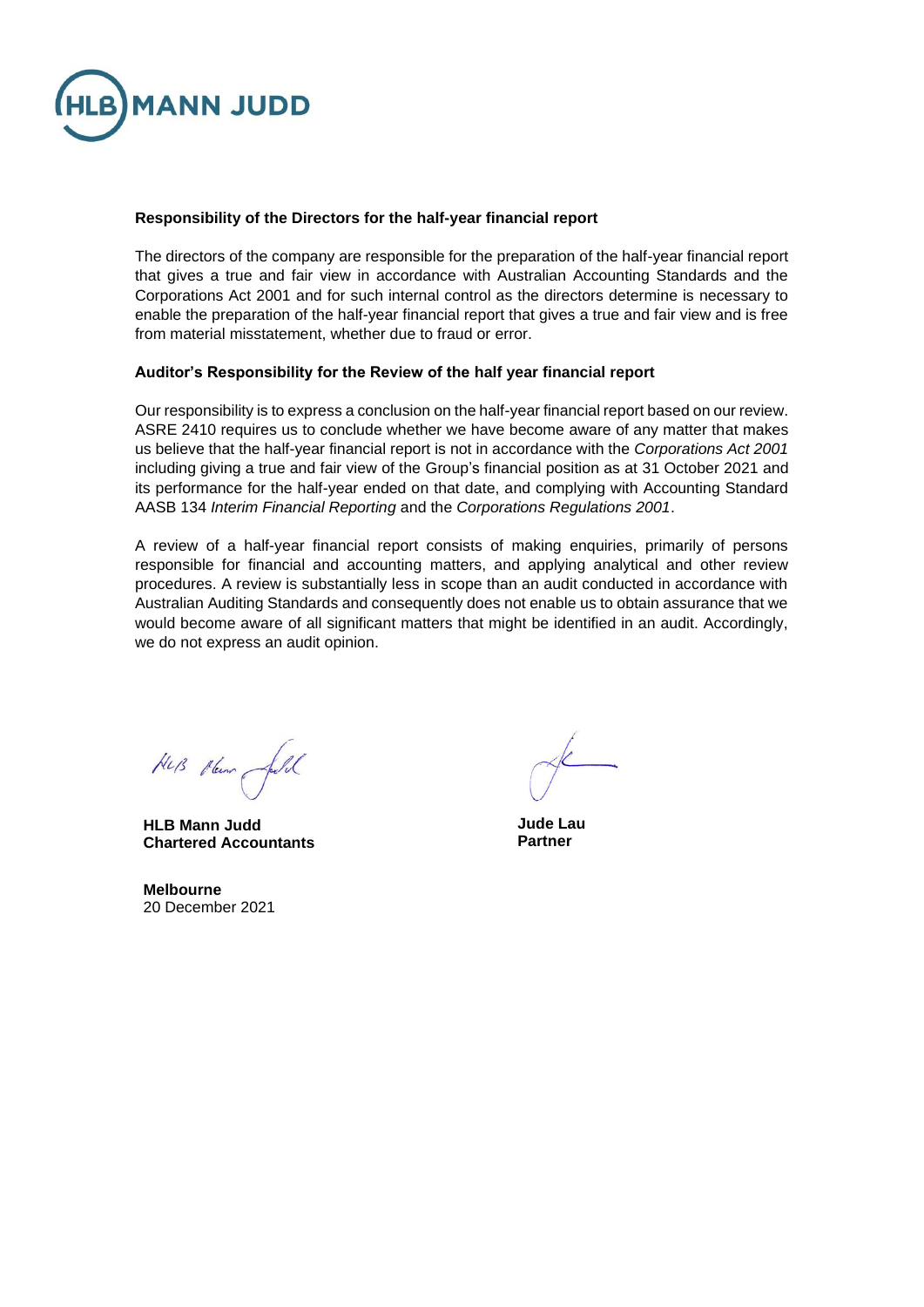**Responsibility of the Directors for the half-year financial report**

The directors of the company are responsible for the preparation of the half-year financial report that gives a true and fair view in accordance with Australian Accounting Standards and the Corporations Act 2001 and for such internal control as the directors determine is necessary to enable the preparation of the half-year financial report that gives a true and fair view and is free from material misstatement, whether due to fraud or error.

**Auditor's Responsibility for the Review of the half year financial report**

Our responsibility is to express a conclusion on the half-year financial report based on our review. ASRE 2410 requires us to conclude whether we have become aware of any matter that makes us believe that the half-year financial report is not in accordance with the *Corporations Act 2001* including giving a true and fair view of the Group's financial position as at 31 October 2021 and its performance for the half-year ended on that date, and complying with Accounting Standard AASB 134 *Interim Financial Reporting* and the *Corporations Regulations 2001*.

A review of a half-year financial report consists of making enquiries, primarily of persons responsible for financial and accounting matters, and applying analytical and other review procedures. A review is substantially less in scope than an audit conducted in accordance with Australian Auditing Standards and consequently does not enable us to obtain assurance that we would become aware of all significant matters that might be identified in an audit. Accordingly, we do not express an audit opinion.

**HLB Mann Judd**
**Chartered Accountants**

**Jude Lau**
**Partner**

**Melbourne**
20 December 2021